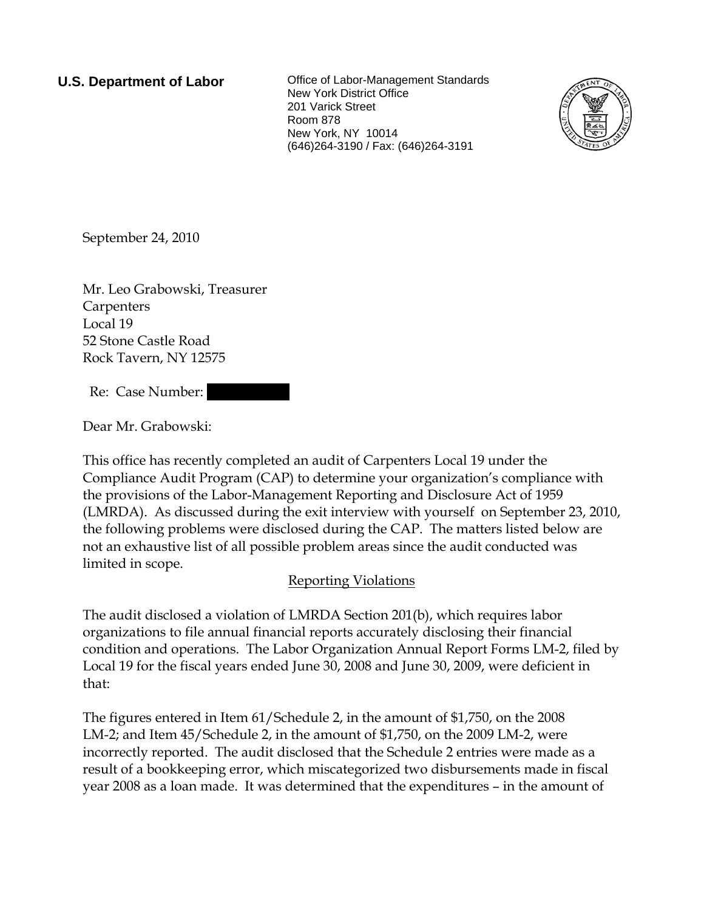**U.S. Department of Labor**

Office of Labor-Management Standards
New York District Office
201 Varick Street
Room 878
New York, NY 10014
(646)264-3190 / Fax: (646)264-3191

September 24, 2010

Mr. Leo Grabowski, Treasurer
Carpenters
Local 19
52 Stone Castle Road
Rock Tavern, NY 12575

Re: Case Number: [REDACTED]

Dear Mr. Grabowski:

This office has recently completed an audit of Carpenters Local 19 under the Compliance Audit Program (CAP) to determine your organization's compliance with the provisions of the Labor-Management Reporting and Disclosure Act of 1959 (LMRDA). As discussed during the exit interview with yourself on September 23, 2010, the following problems were disclosed during the CAP. The matters listed below are not an exhaustive list of all possible problem areas since the audit conducted was limited in scope.

Reporting Violations

The audit disclosed a violation of LMRDA Section 201(b), which requires labor organizations to file annual financial reports accurately disclosing their financial condition and operations. The Labor Organization Annual Report Forms LM-2, filed by Local 19 for the fiscal years ended June 30, 2008 and June 30, 2009, were deficient in that:

The figures entered in Item 61/Schedule 2, in the amount of $1,750, on the 2008 LM-2; and Item 45/Schedule 2, in the amount of $1,750, on the 2009 LM-2, were incorrectly reported. The audit disclosed that the Schedule 2 entries were made as a result of a bookkeeping error, which miscategorized two disbursements made in fiscal year 2008 as a loan made. It was determined that the expenditures – in the amount of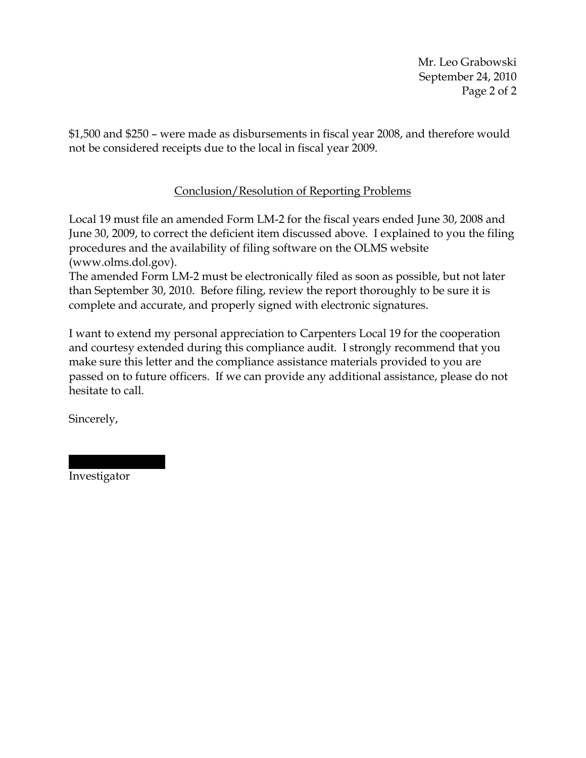$1,500 and $250 – were made as disbursements in fiscal year 2008, and therefore would not be considered receipts due to the local in fiscal year 2009.

## Conclusion/Resolution of Reporting Problems

Local 19 must file an amended Form LM-2 for the fiscal years ended June 30, 2008 and June 30, 2009, to correct the deficient item discussed above. I explained to you the filing procedures and the availability of filing software on the OLMS website (www.olms.dol.gov).

The amended Form LM-2 must be electronically filed as soon as possible, but not later than September 30, 2010. Before filing, review the report thoroughly to be sure it is complete and accurate, and properly signed with electronic signatures.

I want to extend my personal appreciation to Carpenters Local 19 for the cooperation and courtesy extended during this compliance audit. I strongly recommend that you make sure this letter and the compliance assistance materials provided to you are passed on to future officers. If we can provide any additional assistance, please do not hesitate to call.

Sincerely,

Investigator